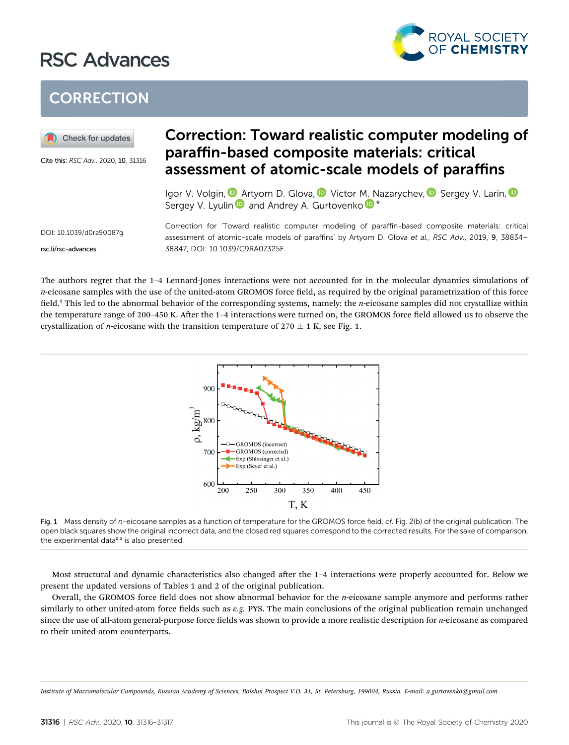# Correction: Toward realistic computer modeling of paraffin-based composite materials: critical assessment of atomic-scale models of paraffins

Igor V. Volgin, Artyom D. Glova, Victor M. Nazarychev, Sergey V. Larin, Sergey V. Lyulin and Andrey A. Gurtovenko*

Cite this: *RSC Adv.*, 2020, **10**, 31316

DOI: 10.1039/d0ra90087g

rsc.li/rsc-advances

Correction for 'Toward realistic computer modeling of paraffin-based composite materials: critical assessment of atomic-scale models of paraffins' by Artyom D. Glova *et al.*, *RSC Adv.*, 2019, **9**, 38834–38847, DOI: 10.1039/C9RA07325F.

The authors regret that the 1–4 Lennard-Jones interactions were not accounted for in the molecular dynamics simulations of *n*-eicosane samples with the use of the united-atom GROMOS force field, as required by the original parametrization of this force field.[1] This led to the abnormal behavior of the corresponding systems, namely: the *n*-eicosane samples did not crystallize within the temperature range of 200–450 K. After the 1–4 interactions were turned on, the GROMOS force field allowed us to observe the crystallization of *n*-eicosane with the transition temperature of 270 ± 1 K, see Fig. 1.

Fig. 1 Mass density of *n*-eicosane samples as a function of temperature for the GROMOS force field, *cf.* Fig. 2(b) of the original publication. The open black squares show the original incorrect data, and the closed red squares correspond to the corrected results. For the sake of comparison, the experimental data[2,3] is also presented.

Most structural and dynamic characteristics also changed after the 1–4 interactions were properly accounted for. Below we present the updated versions of Tables 1 and 2 of the original publication.

Overall, the GROMOS force field does not show abnormal behavior for the *n*-eicosane sample anymore and performs rather similarly to other united-atom force fields such as *e.g.* PYS. The main conclusions of the original publication remain unchanged since the use of all-atom general-purpose force fields was shown to provide a more realistic description for *n*-eicosane as compared to their united-atom counterparts.

*Institute of Macromolecular Compounds, Russian Academy of Sciences, Bolshoi Prospect V.O. 31, St. Petersburg, 199004, Russia. E-mail: a.gurtovenko@gmail.com*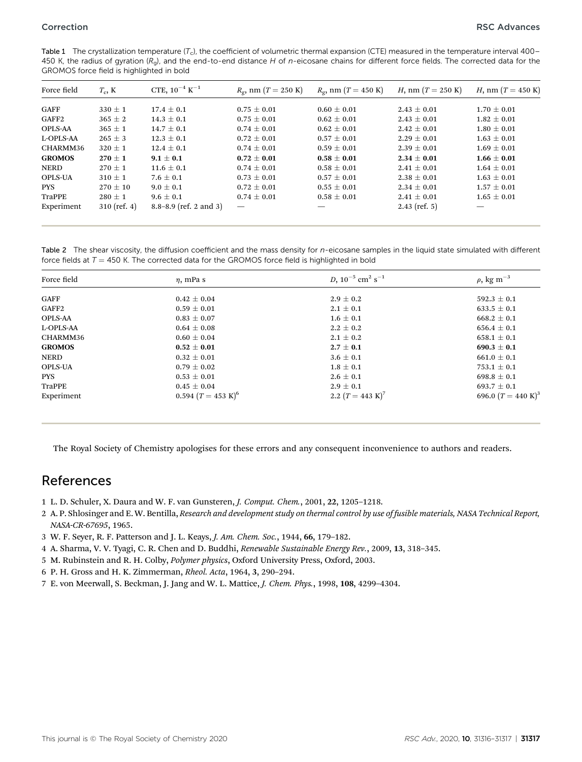Table 1 The crystallization temperature ($T_c$), the coefficient of volumetric thermal expansion (CTE) measured in the temperature interval 400–450 K, the radius of gyration ($R_g$), and the end-to-end distance $H$ of $n$-eicosane chains for different force fields. The corrected data for the GROMOS force field is highlighted in bold

| Force field | $T_c$, K | CTE, $10^{-4}$ K$^{-1}$ | $R_g$, nm ($T$ = 250 K) | $R_g$, nm ($T$ = 450 K) | $H$, nm ($T$ = 250 K) | $H$, nm ($T$ = 450 K) |
|---|---|---|---|---|---|---|
| GAFF | 330 ± 1 | 17.4 ± 0.1 | 0.75 ± 0.01 | 0.60 ± 0.01 | 2.43 ± 0.01 | 1.70 ± 0.01 |
| GAFF2 | 365 ± 2 | 14.3 ± 0.1 | 0.75 ± 0.01 | 0.62 ± 0.01 | 2.43 ± 0.01 | 1.82 ± 0.01 |
| OPLS-AA | 365 ± 1 | 14.7 ± 0.1 | 0.74 ± 0.01 | 0.62 ± 0.01 | 2.42 ± 0.01 | 1.80 ± 0.01 |
| L-OPLS-AA | 265 ± 3 | 12.3 ± 0.1 | 0.72 ± 0.01 | 0.57 ± 0.01 | 2.29 ± 0.01 | 1.63 ± 0.01 |
| CHARMM36 | 320 ± 1 | 12.4 ± 0.1 | 0.74 ± 0.01 | 0.59 ± 0.01 | 2.39 ± 0.01 | 1.69 ± 0.01 |
| **GROMOS** | **270 ± 1** | **9.1 ± 0.1** | **0.72 ± 0.01** | **0.58 ± 0.01** | **2.34 ± 0.01** | **1.66 ± 0.01** |
| NERD | 270 ± 1 | 11.6 ± 0.1 | 0.74 ± 0.01 | 0.58 ± 0.01 | 2.41 ± 0.01 | 1.64 ± 0.01 |
| OPLS-UA | 310 ± 1 | 7.6 ± 0.1 | 0.73 ± 0.01 | 0.57 ± 0.01 | 2.38 ± 0.01 | 1.63 ± 0.01 |
| PYS | 270 ± 10 | 9.0 ± 0.1 | 0.72 ± 0.01 | 0.55 ± 0.01 | 2.34 ± 0.01 | 1.57 ± 0.01 |
| TraPPE | 280 ± 1 | 9.6 ± 0.1 | 0.74 ± 0.01 | 0.58 ± 0.01 | 2.41 ± 0.01 | 1.65 ± 0.01 |
| Experiment | 310 (ref. 4) | 8.8–8.9 (ref. 2 and 3) | — | — | 2.43 (ref. 5) | — |

Table 2 The shear viscosity, the diffusion coefficient and the mass density for $n$-eicosane samples in the liquid state simulated with different force fields at $T$ = 450 K. The corrected data for the GROMOS force field is highlighted in bold

| Force field | $\eta$, mPa s | $D$, $10^{-5}$ cm$^2$ s$^{-1}$ | $\rho$, kg m$^{-3}$ |
|---|---|---|---|
| GAFF | 0.42 ± 0.04 | 2.9 ± 0.2 | 592.3 ± 0.1 |
| GAFF2 | 0.59 ± 0.01 | 2.1 ± 0.1 | 633.5 ± 0.1 |
| OPLS-AA | 0.83 ± 0.07 | 1.6 ± 0.1 | 668.2 ± 0.1 |
| L-OPLS-AA | 0.64 ± 0.08 | 2.2 ± 0.2 | 656.4 ± 0.1 |
| CHARMM36 | 0.60 ± 0.04 | 2.1 ± 0.2 | 658.1 ± 0.1 |
| **GROMOS** | **0.52 ± 0.01** | **2.7 ± 0.1** | **690.3 ± 0.1** |
| NERD | 0.32 ± 0.01 | 3.6 ± 0.1 | 661.0 ± 0.1 |
| OPLS-UA | 0.79 ± 0.02 | 1.8 ± 0.1 | 753.1 ± 0.1 |
| PYS | 0.53 ± 0.01 | 2.6 ± 0.1 | 698.8 ± 0.1 |
| TraPPE | 0.45 ± 0.04 | 2.9 ± 0.1 | 693.7 ± 0.1 |
| Experiment | 0.594 ($T$ = 453 K)[6] | 2.2 ($T$ = 443 K)[7] | 696.0 ($T$ = 440 K)[3] |

The Royal Society of Chemistry apologises for these errors and any consequent inconvenience to authors and readers.

## References

1 L. D. Schuler, X. Daura and W. F. van Gunsteren, *J. Comput. Chem.*, 2001, **22**, 1205–1218.
2 A. P. Shlosinger and E. W. Bentilla, *Research and development study on thermal control by use of fusible materials, NASA Technical Report, NASA-CR-67695*, 1965.
3 W. F. Seyer, R. F. Patterson and J. L. Keays, *J. Am. Chem. Soc.*, 1944, **66**, 179–182.
4 A. Sharma, V. V. Tyagi, C. R. Chen and D. Buddhi, *Renewable Sustainable Energy Rev.*, 2009, **13**, 318–345.
5 M. Rubinstein and R. H. Colby, *Polymer physics*, Oxford University Press, Oxford, 2003.
6 P. H. Gross and H. K. Zimmerman, *Rheol. Acta*, 1964, **3**, 290–294.
7 E. von Meerwall, S. Beckman, J. Jang and W. L. Mattice, *J. Chem. Phys.*, 1998, **108**, 4299–4304.